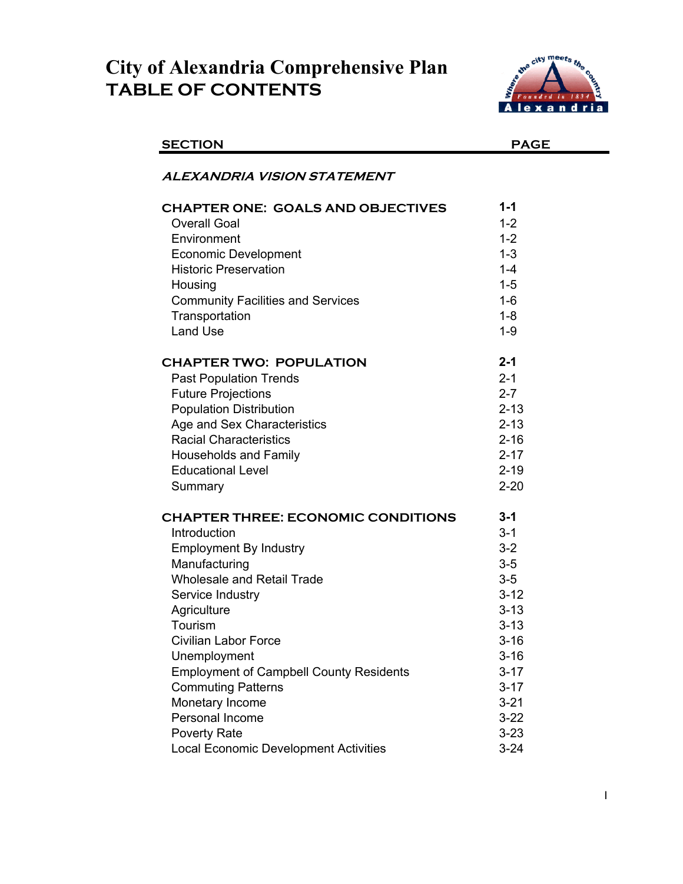# City of Alexandria Comprehensive Plan
# TABLE OF CONTENTS

| SECTION | PAGE |
|---|---|
| *ALEXANDRIA VISION STATEMENT* | |
| **CHAPTER ONE: GOALS AND OBJECTIVES** | **1-1** |
| Overall Goal | 1-2 |
| Environment | 1-2 |
| Economic Development | 1-3 |
| Historic Preservation | 1-4 |
| Housing | 1-5 |
| Community Facilities and Services | 1-6 |
| Transportation | 1-8 |
| Land Use | 1-9 |
| **CHAPTER TWO: POPULATION** | **2-1** |
| Past Population Trends | 2-1 |
| Future Projections | 2-7 |
| Population Distribution | 2-13 |
| Age and Sex Characteristics | 2-13 |
| Racial Characteristics | 2-16 |
| Households and Family | 2-17 |
| Educational Level | 2-19 |
| Summary | 2-20 |
| **CHAPTER THREE: ECONOMIC CONDITIONS** | **3-1** |
| Introduction | 3-1 |
| Employment By Industry | 3-2 |
| Manufacturing | 3-5 |
| Wholesale and Retail Trade | 3-5 |
| Service Industry | 3-12 |
| Agriculture | 3-13 |
| Tourism | 3-13 |
| Civilian Labor Force | 3-16 |
| Unemployment | 3-16 |
| Employment of Campbell County Residents | 3-17 |
| Commuting Patterns | 3-17 |
| Monetary Income | 3-21 |
| Personal Income | 3-22 |
| Poverty Rate | 3-23 |
| Local Economic Development Activities | 3-24 |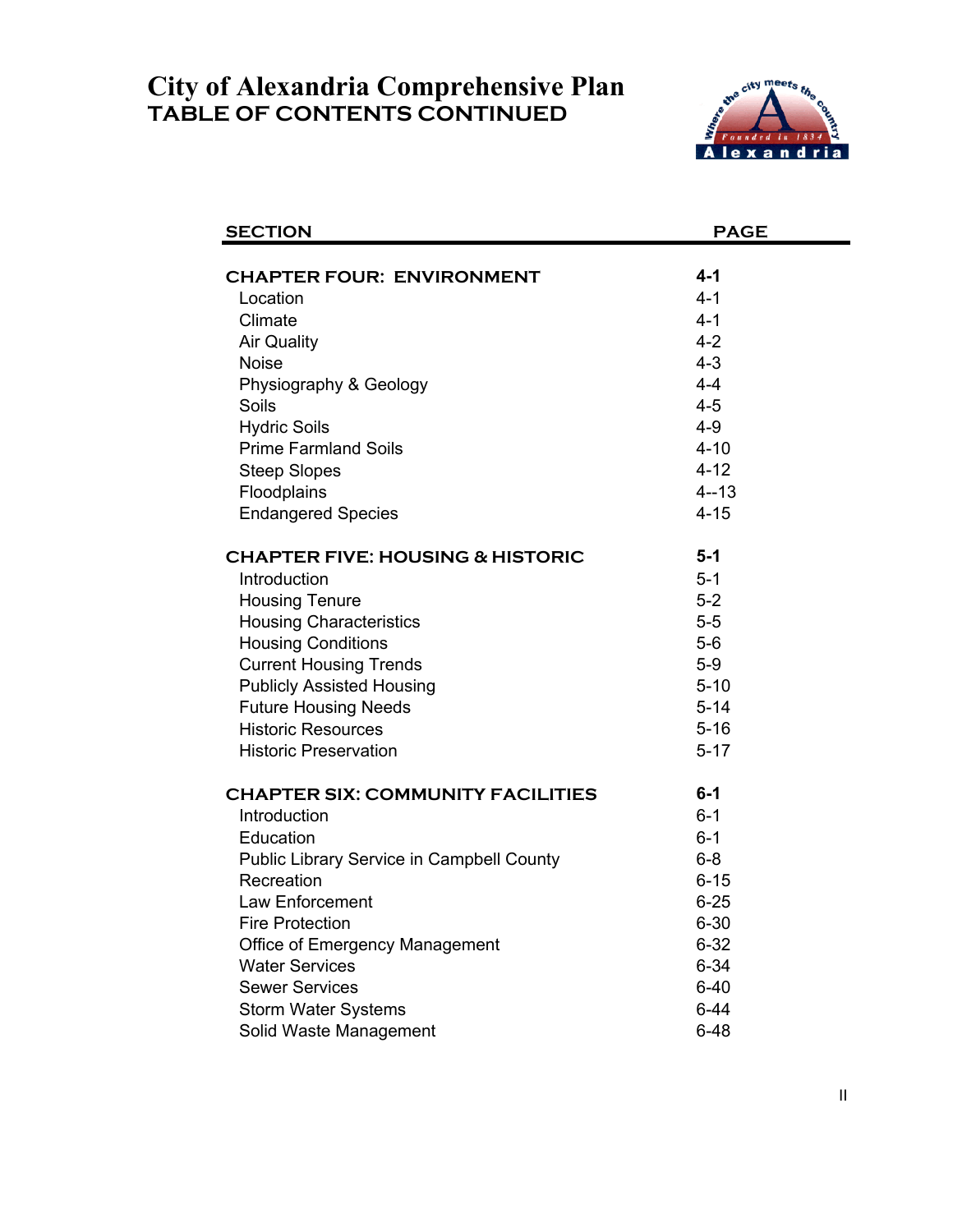# City of Alexandria Comprehensive Plan
## TABLE OF CONTENTS CONTINUED

| SECTION | PAGE |
|---|---|
| **CHAPTER FOUR: ENVIRONMENT** | **4-1** |
| Location | 4-1 |
| Climate | 4-1 |
| Air Quality | 4-2 |
| Noise | 4-3 |
| Physiography & Geology | 4-4 |
| Soils | 4-5 |
| Hydric Soils | 4-9 |
| Prime Farmland Soils | 4-10 |
| Steep Slopes | 4-12 |
| Floodplains | 4--13 |
| Endangered Species | 4-15 |
| **CHAPTER FIVE: HOUSING & HISTORIC** | **5-1** |
| Introduction | 5-1 |
| Housing Tenure | 5-2 |
| Housing Characteristics | 5-5 |
| Housing Conditions | 5-6 |
| Current Housing Trends | 5-9 |
| Publicly Assisted Housing | 5-10 |
| Future Housing Needs | 5-14 |
| Historic Resources | 5-16 |
| Historic Preservation | 5-17 |
| **CHAPTER SIX: COMMUNITY FACILITIES** | **6-1** |
| Introduction | 6-1 |
| Education | 6-1 |
| Public Library Service in Campbell County | 6-8 |
| Recreation | 6-15 |
| Law Enforcement | 6-25 |
| Fire Protection | 6-30 |
| Office of Emergency Management | 6-32 |
| Water Services | 6-34 |
| Sewer Services | 6-40 |
| Storm Water Systems | 6-44 |
| Solid Waste Management | 6-48 |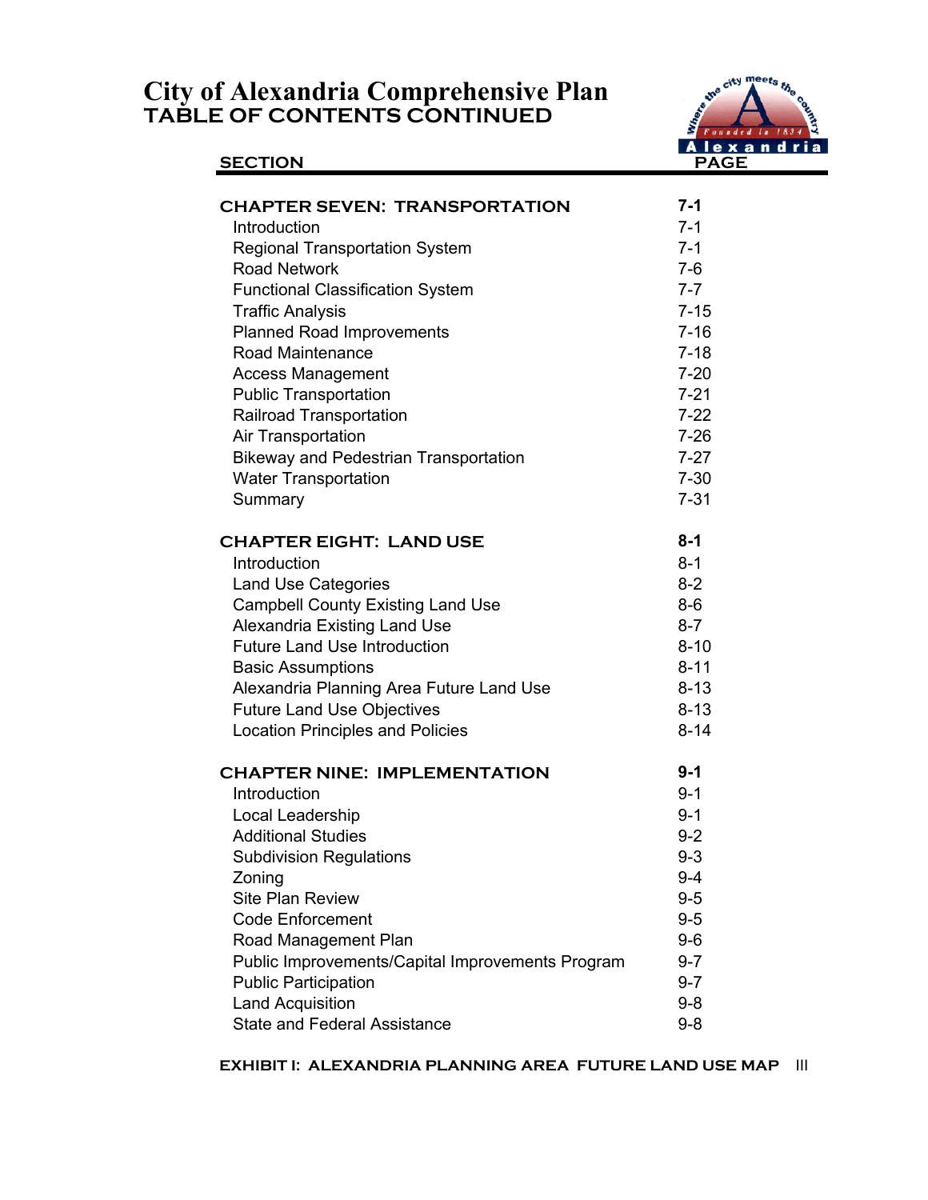# City of Alexandria Comprehensive Plan
## TABLE OF CONTENTS CONTINUED

| SECTION | PAGE |
|---|---|
| **CHAPTER SEVEN: TRANSPORTATION** | **7-1** |
| Introduction | 7-1 |
| Regional Transportation System | 7-1 |
| Road Network | 7-6 |
| Functional Classification System | 7-7 |
| Traffic Analysis | 7-15 |
| Planned Road Improvements | 7-16 |
| Road Maintenance | 7-18 |
| Access Management | 7-20 |
| Public Transportation | 7-21 |
| Railroad Transportation | 7-22 |
| Air Transportation | 7-26 |
| Bikeway and Pedestrian Transportation | 7-27 |
| Water Transportation | 7-30 |
| Summary | 7-31 |
| **CHAPTER EIGHT: LAND USE** | **8-1** |
| Introduction | 8-1 |
| Land Use Categories | 8-2 |
| Campbell County Existing Land Use | 8-6 |
| Alexandria Existing Land Use | 8-7 |
| Future Land Use Introduction | 8-10 |
| Basic Assumptions | 8-11 |
| Alexandria Planning Area Future Land Use | 8-13 |
| Future Land Use Objectives | 8-13 |
| Location Principles and Policies | 8-14 |
| **CHAPTER NINE: IMPLEMENTATION** | **9-1** |
| Introduction | 9-1 |
| Local Leadership | 9-1 |
| Additional Studies | 9-2 |
| Subdivision Regulations | 9-3 |
| Zoning | 9-4 |
| Site Plan Review | 9-5 |
| Code Enforcement | 9-5 |
| Road Management Plan | 9-6 |
| Public Improvements/Capital Improvements Program | 9-7 |
| Public Participation | 9-7 |
| Land Acquisition | 9-8 |
| State and Federal Assistance | 9-8 |
| **EXHIBIT I: ALEXANDRIA PLANNING AREA FUTURE LAND USE MAP** | III |